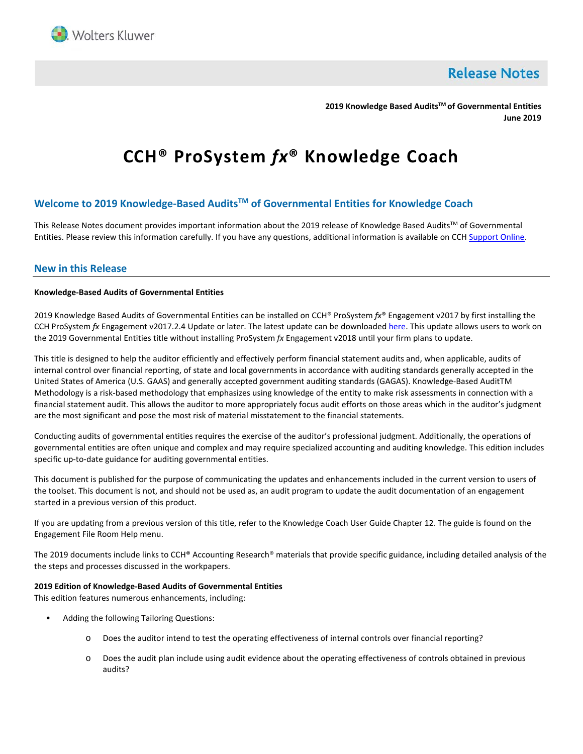Wolters Kluwer

# Release Notes

**2019 Knowledge Based Audits™ of Governmental Entities**
**June 2019**

# CCH® ProSystem *fx*® Knowledge Coach

## Welcome to 2019 Knowledge-Based Audits™ of Governmental Entities for Knowledge Coach

This Release Notes document provides important information about the 2019 release of Knowledge Based Audits™ of Governmental Entities. Please review this information carefully. If you have any questions, additional information is available on CCH Support Online.

## New in this Release

**Knowledge-Based Audits of Governmental Entities**

2019 Knowledge Based Audits of Governmental Entities can be installed on CCH® ProSystem *fx*® Engagement v2017 by first installing the CCH ProSystem *fx* Engagement v2017.2.4 Update or later. The latest update can be downloaded here. This update allows users to work on the 2019 Governmental Entities title without installing ProSystem *fx* Engagement v2018 until your firm plans to update.

This title is designed to help the auditor efficiently and effectively perform financial statement audits and, when applicable, audits of internal control over financial reporting, of state and local governments in accordance with auditing standards generally accepted in the United States of America (U.S. GAAS) and generally accepted government auditing standards (GAGAS). Knowledge-Based AuditTM Methodology is a risk-based methodology that emphasizes using knowledge of the entity to make risk assessments in connection with a financial statement audit. This allows the auditor to more appropriately focus audit efforts on those areas which in the auditor's judgment are the most significant and pose the most risk of material misstatement to the financial statements.

Conducting audits of governmental entities requires the exercise of the auditor's professional judgment. Additionally, the operations of governmental entities are often unique and complex and may require specialized accounting and auditing knowledge. This edition includes specific up-to-date guidance for auditing governmental entities.

This document is published for the purpose of communicating the updates and enhancements included in the current version to users of the toolset. This document is not, and should not be used as, an audit program to update the audit documentation of an engagement started in a previous version of this product.

If you are updating from a previous version of this title, refer to the Knowledge Coach User Guide Chapter 12. The guide is found on the Engagement File Room Help menu.

The 2019 documents include links to CCH® Accounting Research® materials that provide specific guidance, including detailed analysis of the the steps and processes discussed in the workpapers.

**2019 Edition of Knowledge-Based Audits of Governmental Entities**
This edition features numerous enhancements, including:

- Adding the following Tailoring Questions:
  - Does the auditor intend to test the operating effectiveness of internal controls over financial reporting?
  - Does the audit plan include using audit evidence about the operating effectiveness of controls obtained in previous audits?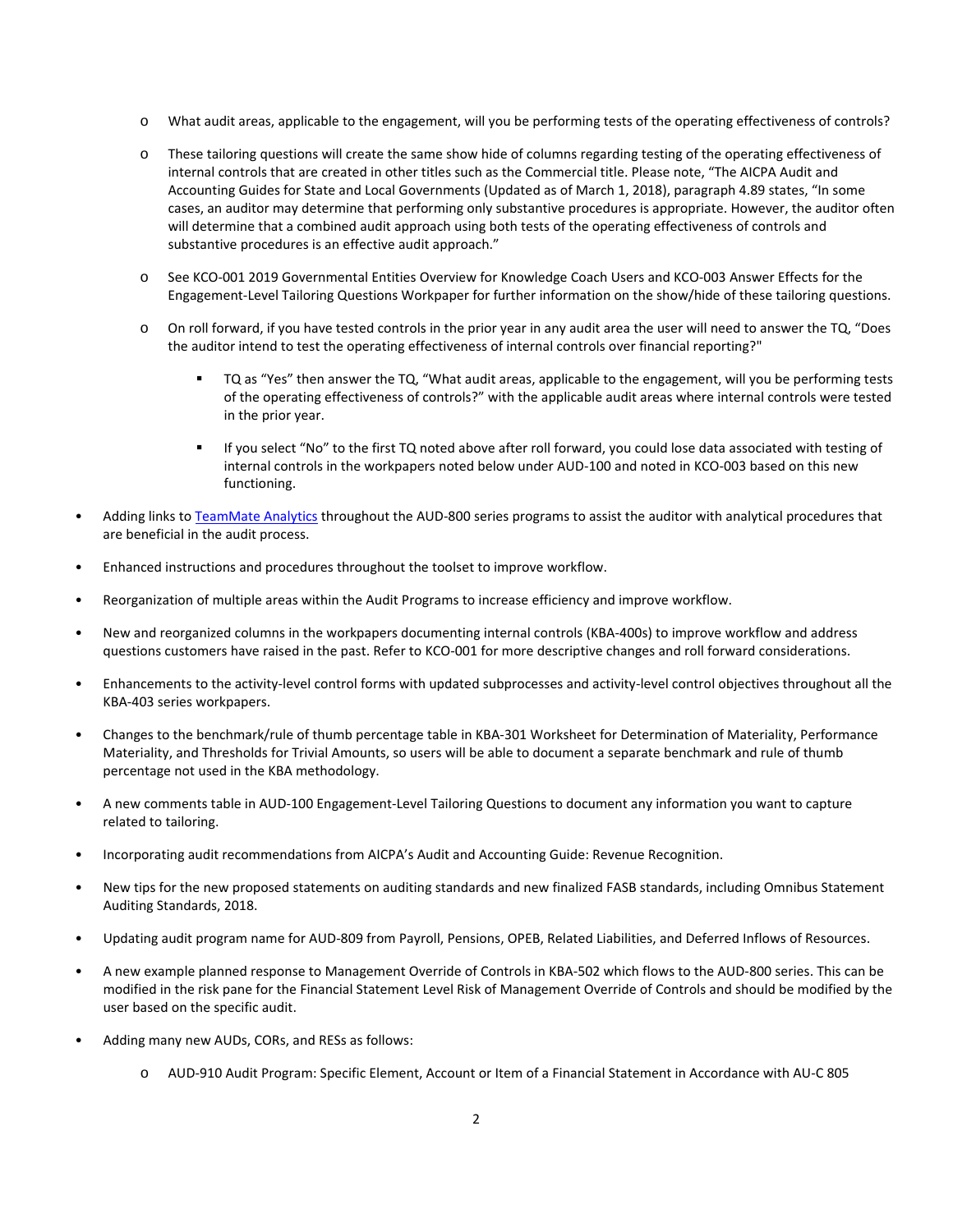- What audit areas, applicable to the engagement, will you be performing tests of the operating effectiveness of controls?
  - These tailoring questions will create the same show hide of columns regarding testing of the operating effectiveness of internal controls that are created in other titles such as the Commercial title. Please note, "The AICPA Audit and Accounting Guides for State and Local Governments (Updated as of March 1, 2018), paragraph 4.89 states, "In some cases, an auditor may determine that performing only substantive procedures is appropriate. However, the auditor often will determine that a combined audit approach using both tests of the operating effectiveness of controls and substantive procedures is an effective audit approach."
  - See KCO-001 2019 Governmental Entities Overview for Knowledge Coach Users and KCO-003 Answer Effects for the Engagement-Level Tailoring Questions Workpaper for further information on the show/hide of these tailoring questions.
  - On roll forward, if you have tested controls in the prior year in any audit area the user will need to answer the TQ, "Does the auditor intend to test the operating effectiveness of internal controls over financial reporting?"
    - TQ as "Yes" then answer the TQ, "What audit areas, applicable to the engagement, will you be performing tests of the operating effectiveness of controls?" with the applicable audit areas where internal controls were tested in the prior year.
    - If you select "No" to the first TQ noted above after roll forward, you could lose data associated with testing of internal controls in the workpapers noted below under AUD-100 and noted in KCO-003 based on this new functioning.
- Adding links to TeamMate Analytics throughout the AUD-800 series programs to assist the auditor with analytical procedures that are beneficial in the audit process.
- Enhanced instructions and procedures throughout the toolset to improve workflow.
- Reorganization of multiple areas within the Audit Programs to increase efficiency and improve workflow.
- New and reorganized columns in the workpapers documenting internal controls (KBA-400s) to improve workflow and address questions customers have raised in the past. Refer to KCO-001 for more descriptive changes and roll forward considerations.
- Enhancements to the activity-level control forms with updated subprocesses and activity-level control objectives throughout all the KBA-403 series workpapers.
- Changes to the benchmark/rule of thumb percentage table in KBA-301 Worksheet for Determination of Materiality, Performance Materiality, and Thresholds for Trivial Amounts, so users will be able to document a separate benchmark and rule of thumb percentage not used in the KBA methodology.
- A new comments table in AUD-100 Engagement-Level Tailoring Questions to document any information you want to capture related to tailoring.
- Incorporating audit recommendations from AICPA's Audit and Accounting Guide: Revenue Recognition.
- New tips for the new proposed statements on auditing standards and new finalized FASB standards, including Omnibus Statement Auditing Standards, 2018.
- Updating audit program name for AUD-809 from Payroll, Pensions, OPEB, Related Liabilities, and Deferred Inflows of Resources.
- A new example planned response to Management Override of Controls in KBA-502 which flows to the AUD-800 series. This can be modified in the risk pane for the Financial Statement Level Risk of Management Override of Controls and should be modified by the user based on the specific audit.
- Adding many new AUDs, CORs, and RESs as follows:
  - AUD-910 Audit Program: Specific Element, Account or Item of a Financial Statement in Accordance with AU-C 805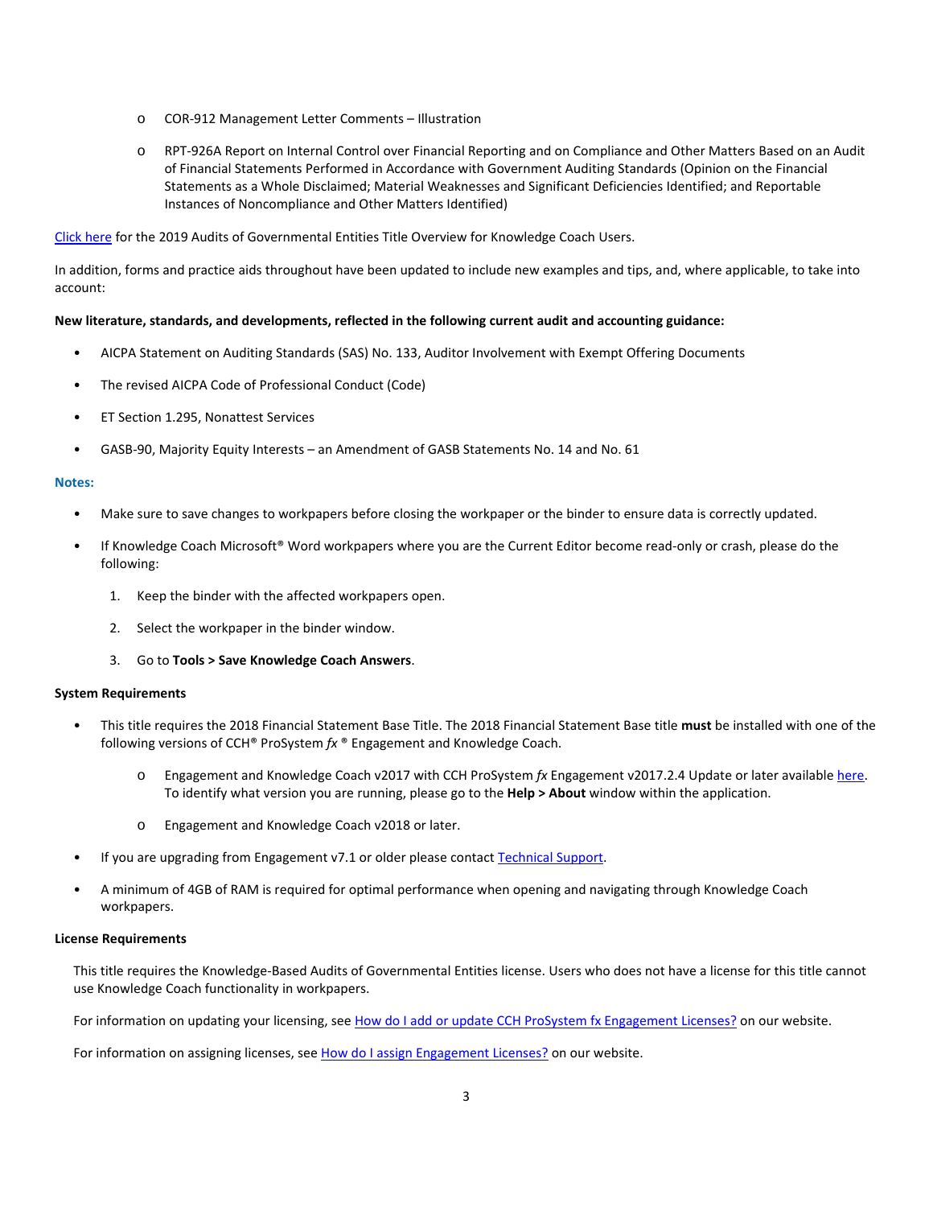- COR-912 Management Letter Comments – Illustration
- RPT-926A Report on Internal Control over Financial Reporting and on Compliance and Other Matters Based on an Audit of Financial Statements Performed in Accordance with Government Auditing Standards (Opinion on the Financial Statements as a Whole Disclaimed; Material Weaknesses and Significant Deficiencies Identified; and Reportable Instances of Noncompliance and Other Matters Identified)

Click here for the 2019 Audits of Governmental Entities Title Overview for Knowledge Coach Users.

In addition, forms and practice aids throughout have been updated to include new examples and tips, and, where applicable, to take into account:

**New literature, standards, and developments, reflected in the following current audit and accounting guidance:**

- AICPA Statement on Auditing Standards (SAS) No. 133, Auditor Involvement with Exempt Offering Documents
- The revised AICPA Code of Professional Conduct (Code)
- ET Section 1.295, Nonattest Services
- GASB-90, Majority Equity Interests – an Amendment of GASB Statements No. 14 and No. 61

**Notes:**

- Make sure to save changes to workpapers before closing the workpaper or the binder to ensure data is correctly updated.
- If Knowledge Coach Microsoft® Word workpapers where you are the Current Editor become read-only or crash, please do the following:
  1. Keep the binder with the affected workpapers open.
  2. Select the workpaper in the binder window.
  3. Go to **Tools > Save Knowledge Coach Answers**.

**System Requirements**

- This title requires the 2018 Financial Statement Base Title. The 2018 Financial Statement Base title **must** be installed with one of the following versions of CCH® ProSystem *fx* ® Engagement and Knowledge Coach.
  - Engagement and Knowledge Coach v2017 with CCH ProSystem *fx* Engagement v2017.2.4 Update or later available here. To identify what version you are running, please go to the **Help > About** window within the application.
  - Engagement and Knowledge Coach v2018 or later.
- If you are upgrading from Engagement v7.1 or older please contact Technical Support.
- A minimum of 4GB of RAM is required for optimal performance when opening and navigating through Knowledge Coach workpapers.

**License Requirements**

This title requires the Knowledge-Based Audits of Governmental Entities license. Users who does not have a license for this title cannot use Knowledge Coach functionality in workpapers.

For information on updating your licensing, see How do I add or update CCH ProSystem fx Engagement Licenses? on our website.

For information on assigning licenses, see How do I assign Engagement Licenses? on our website.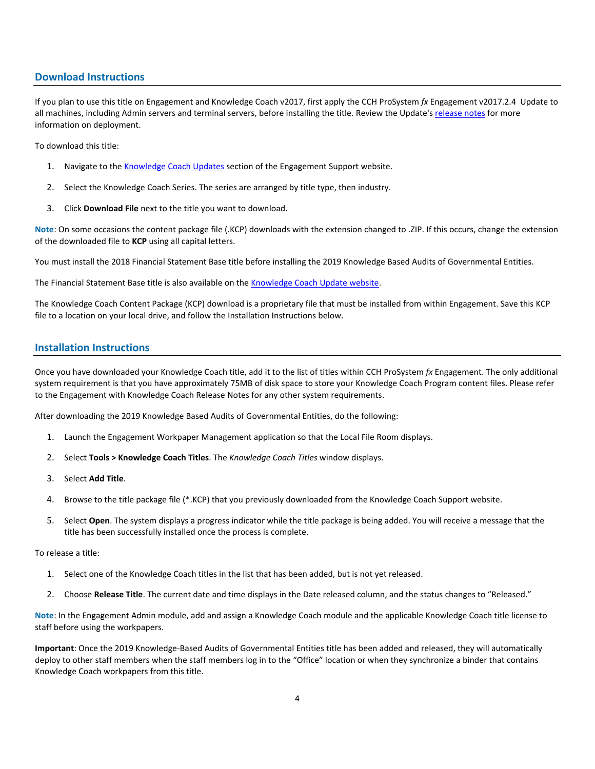## Download Instructions

If you plan to use this title on Engagement and Knowledge Coach v2017, first apply the CCH ProSystem *fx* Engagement v2017.2.4 Update to all machines, including Admin servers and terminal servers, before installing the title. Review the Update's [release notes]() for more information on deployment.

To download this title:

1. Navigate to the [Knowledge Coach Updates]() section of the Engagement Support website.
2. Select the Knowledge Coach Series. The series are arranged by title type, then industry.
3. Click **Download File** next to the title you want to download.

**Note**: On some occasions the content package file (.KCP) downloads with the extension changed to .ZIP. If this occurs, change the extension of the downloaded file to **KCP** using all capital letters.

You must install the 2018 Financial Statement Base title before installing the 2019 Knowledge Based Audits of Governmental Entities.

The Financial Statement Base title is also available on the [Knowledge Coach Update website]().

The Knowledge Coach Content Package (KCP) download is a proprietary file that must be installed from within Engagement. Save this KCP file to a location on your local drive, and follow the Installation Instructions below.

## Installation Instructions

Once you have downloaded your Knowledge Coach title, add it to the list of titles within CCH ProSystem *fx* Engagement. The only additional system requirement is that you have approximately 75MB of disk space to store your Knowledge Coach Program content files. Please refer to the Engagement with Knowledge Coach Release Notes for any other system requirements.

After downloading the 2019 Knowledge Based Audits of Governmental Entities, do the following:

1. Launch the Engagement Workpaper Management application so that the Local File Room displays.
2. Select **Tools > Knowledge Coach Titles**. The *Knowledge Coach Titles* window displays.
3. Select **Add Title**.
4. Browse to the title package file (*.KCP) that you previously downloaded from the Knowledge Coach Support website.
5. Select **Open**. The system displays a progress indicator while the title package is being added. You will receive a message that the title has been successfully installed once the process is complete.

To release a title:

1. Select one of the Knowledge Coach titles in the list that has been added, but is not yet released.
2. Choose **Release Title**. The current date and time displays in the Date released column, and the status changes to "Released."

**Note**: In the Engagement Admin module, add and assign a Knowledge Coach module and the applicable Knowledge Coach title license to staff before using the workpapers.

**Important**: Once the 2019 Knowledge-Based Audits of Governmental Entities title has been added and released, they will automatically deploy to other staff members when the staff members log in to the "Office" location or when they synchronize a binder that contains Knowledge Coach workpapers from this title.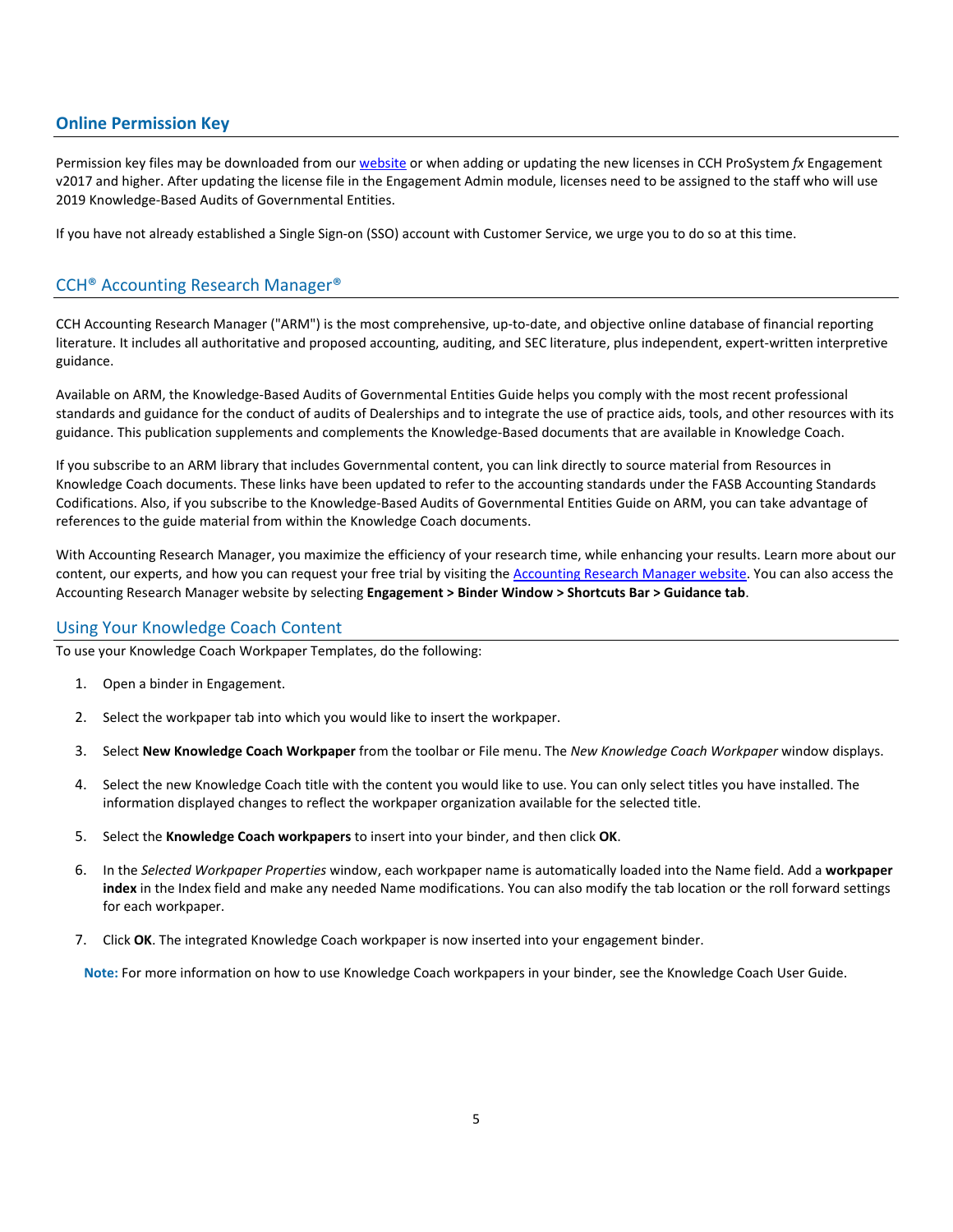## Online Permission Key

Permission key files may be downloaded from our [website](#) or when adding or updating the new licenses in CCH ProSystem *fx* Engagement v2017 and higher. After updating the license file in the Engagement Admin module, licenses need to be assigned to the staff who will use 2019 Knowledge-Based Audits of Governmental Entities.

If you have not already established a Single Sign-on (SSO) account with Customer Service, we urge you to do so at this time.

## CCH® Accounting Research Manager®

CCH Accounting Research Manager ("ARM") is the most comprehensive, up-to-date, and objective online database of financial reporting literature. It includes all authoritative and proposed accounting, auditing, and SEC literature, plus independent, expert-written interpretive guidance.

Available on ARM, the Knowledge-Based Audits of Governmental Entities Guide helps you comply with the most recent professional standards and guidance for the conduct of audits of Dealerships and to integrate the use of practice aids, tools, and other resources with its guidance. This publication supplements and complements the Knowledge-Based documents that are available in Knowledge Coach.

If you subscribe to an ARM library that includes Governmental content, you can link directly to source material from Resources in Knowledge Coach documents. These links have been updated to refer to the accounting standards under the FASB Accounting Standards Codifications. Also, if you subscribe to the Knowledge-Based Audits of Governmental Entities Guide on ARM, you can take advantage of references to the guide material from within the Knowledge Coach documents.

With Accounting Research Manager, you maximize the efficiency of your research time, while enhancing your results. Learn more about our content, our experts, and how you can request your free trial by visiting the [Accounting Research Manager website](#). You can also access the Accounting Research Manager website by selecting **Engagement > Binder Window > Shortcuts Bar > Guidance tab**.

## Using Your Knowledge Coach Content

To use your Knowledge Coach Workpaper Templates, do the following:

1. Open a binder in Engagement.
2. Select the workpaper tab into which you would like to insert the workpaper.
3. Select **New Knowledge Coach Workpaper** from the toolbar or File menu. The *New Knowledge Coach Workpaper* window displays.
4. Select the new Knowledge Coach title with the content you would like to use. You can only select titles you have installed. The information displayed changes to reflect the workpaper organization available for the selected title.
5. Select the **Knowledge Coach workpapers** to insert into your binder, and then click **OK**.
6. In the *Selected Workpaper Properties* window, each workpaper name is automatically loaded into the Name field. Add a **workpaper index** in the Index field and make any needed Name modifications. You can also modify the tab location or the roll forward settings for each workpaper.
7. Click **OK**. The integrated Knowledge Coach workpaper is now inserted into your engagement binder.

**Note:** For more information on how to use Knowledge Coach workpapers in your binder, see the Knowledge Coach User Guide.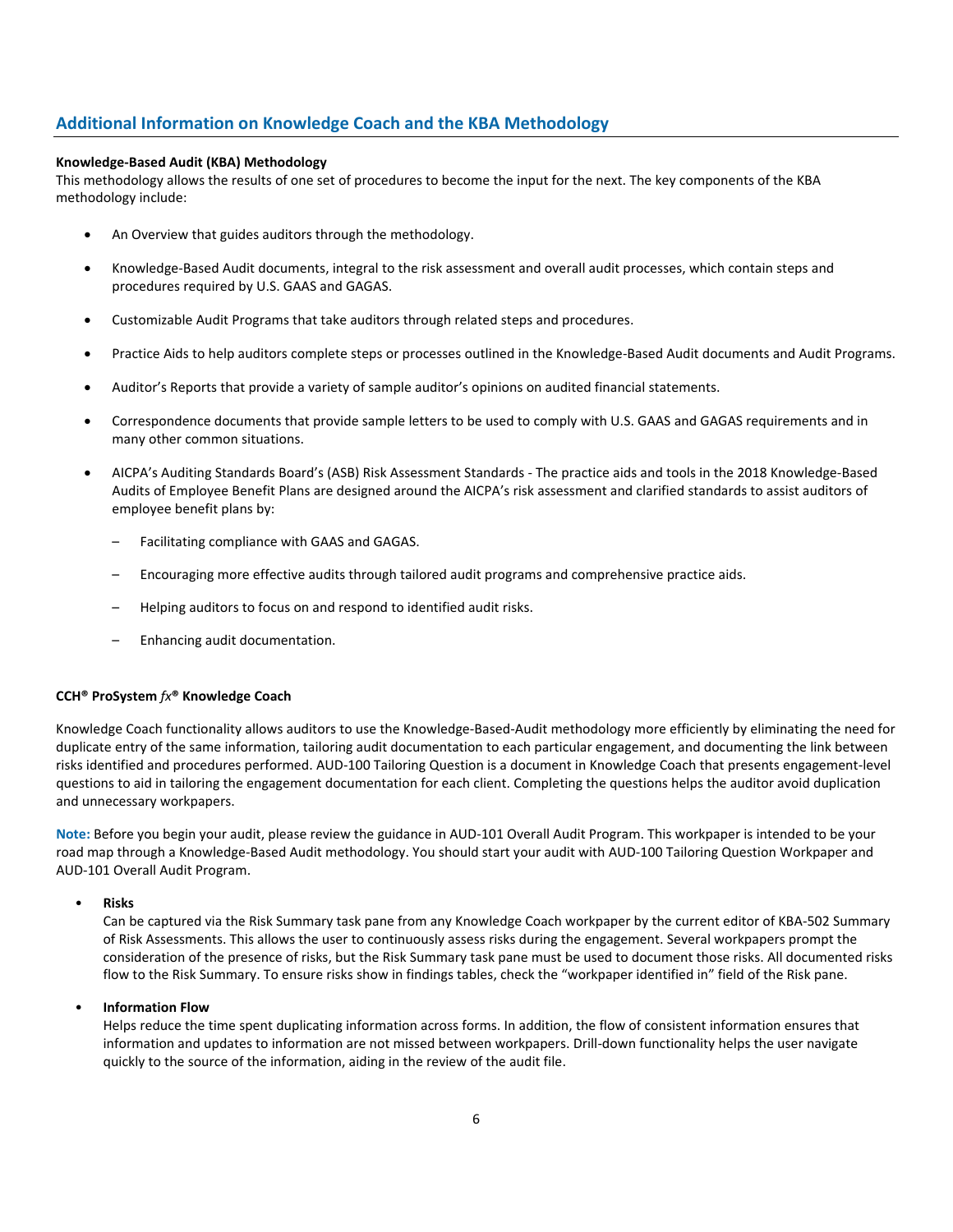## Additional Information on Knowledge Coach and the KBA Methodology

**Knowledge-Based Audit (KBA) Methodology**

This methodology allows the results of one set of procedures to become the input for the next. The key components of the KBA methodology include:

- An Overview that guides auditors through the methodology.
- Knowledge-Based Audit documents, integral to the risk assessment and overall audit processes, which contain steps and procedures required by U.S. GAAS and GAGAS.
- Customizable Audit Programs that take auditors through related steps and procedures.
- Practice Aids to help auditors complete steps or processes outlined in the Knowledge-Based Audit documents and Audit Programs.
- Auditor's Reports that provide a variety of sample auditor's opinions on audited financial statements.
- Correspondence documents that provide sample letters to be used to comply with U.S. GAAS and GAGAS requirements and in many other common situations.
- AICPA's Auditing Standards Board's (ASB) Risk Assessment Standards - The practice aids and tools in the 2018 Knowledge-Based Audits of Employee Benefit Plans are designed around the AICPA's risk assessment and clarified standards to assist auditors of employee benefit plans by:
  - Facilitating compliance with GAAS and GAGAS.
  - Encouraging more effective audits through tailored audit programs and comprehensive practice aids.
  - Helping auditors to focus on and respond to identified audit risks.
  - Enhancing audit documentation.

**CCH® ProSystem *fx*® Knowledge Coach**

Knowledge Coach functionality allows auditors to use the Knowledge-Based-Audit methodology more efficiently by eliminating the need for duplicate entry of the same information, tailoring audit documentation to each particular engagement, and documenting the link between risks identified and procedures performed. AUD-100 Tailoring Question is a document in Knowledge Coach that presents engagement-level questions to aid in tailoring the engagement documentation for each client. Completing the questions helps the auditor avoid duplication and unnecessary workpapers.

**Note:** Before you begin your audit, please review the guidance in AUD-101 Overall Audit Program. This workpaper is intended to be your road map through a Knowledge-Based Audit methodology. You should start your audit with AUD-100 Tailoring Question Workpaper and AUD-101 Overall Audit Program.

- **Risks**
  Can be captured via the Risk Summary task pane from any Knowledge Coach workpaper by the current editor of KBA-502 Summary of Risk Assessments. This allows the user to continuously assess risks during the engagement. Several workpapers prompt the consideration of the presence of risks, but the Risk Summary task pane must be used to document those risks. All documented risks flow to the Risk Summary. To ensure risks show in findings tables, check the "workpaper identified in" field of the Risk pane.

- **Information Flow**
  Helps reduce the time spent duplicating information across forms. In addition, the flow of consistent information ensures that information and updates to information are not missed between workpapers. Drill-down functionality helps the user navigate quickly to the source of the information, aiding in the review of the audit file.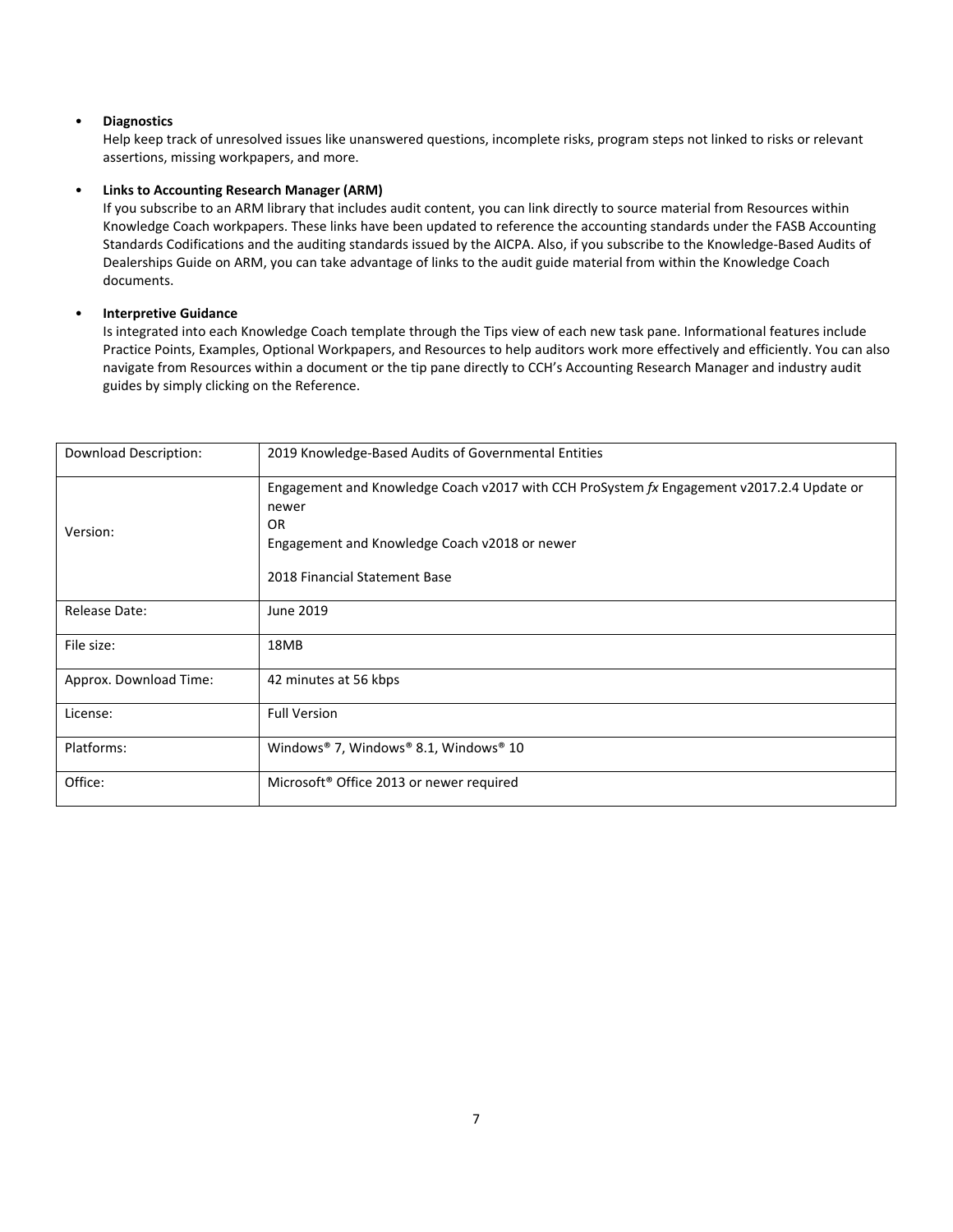- **Diagnostics**
  Help keep track of unresolved issues like unanswered questions, incomplete risks, program steps not linked to risks or relevant assertions, missing workpapers, and more.

- **Links to Accounting Research Manager (ARM)**
  If you subscribe to an ARM library that includes audit content, you can link directly to source material from Resources within Knowledge Coach workpapers. These links have been updated to reference the accounting standards under the FASB Accounting Standards Codifications and the auditing standards issued by the AICPA. Also, if you subscribe to the Knowledge-Based Audits of Dealerships Guide on ARM, you can take advantage of links to the audit guide material from within the Knowledge Coach documents.

- **Interpretive Guidance**
  Is integrated into each Knowledge Coach template through the Tips view of each new task pane. Informational features include Practice Points, Examples, Optional Workpapers, and Resources to help auditors work more effectively and efficiently. You can also navigate from Resources within a document or the tip pane directly to CCH's Accounting Research Manager and industry audit guides by simply clicking on the Reference.

| | |
|---|---|
| Download Description: | 2019 Knowledge-Based Audits of Governmental Entities |
| Version: | Engagement and Knowledge Coach v2017 with CCH ProSystem *fx* Engagement v2017.2.4 Update or newer<br>OR<br>Engagement and Knowledge Coach v2018 or newer<br><br>2018 Financial Statement Base |
| Release Date: | June 2019 |
| File size: | 18MB |
| Approx. Download Time: | 42 minutes at 56 kbps |
| License: | Full Version |
| Platforms: | Windows® 7, Windows® 8.1, Windows® 10 |
| Office: | Microsoft® Office 2013 or newer required |